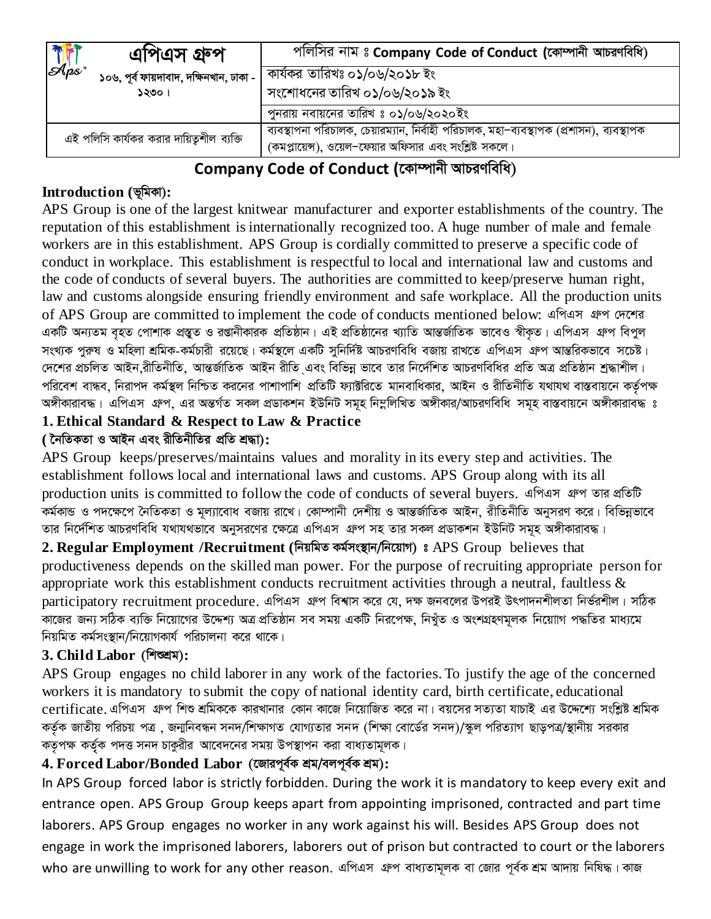| এপিএস গ্রুপ<br>১০৬, পূর্ব ফায়দাবাদ, দক্ষিনখান, ঢাকা - ১২৩০। | পলিসির নাম ঃ Company Code of Conduct (কোম্পানী আচরণবিধি) |
|---|---|
| | কার্যকর তারিখঃ ০১/০৬/২০১৮ ইং<br>সংশোধনের তারিখ ০১/০৬/২০১৯ ইং |
| | পুনরায় নবায়নের তারিখ ঃ ০১/০৬/২০২০ইং |
| এই পলিসি কার্যকর করার দায়িত্বশীল ব্যক্তি | ব্যবস্থাপনা পরিচালক, চেয়ারম্যান, নির্বাহী পরিচালক, মহা–ব্যবস্থাপক (প্রশাসন), ব্যবস্থাপক (কমপ্লায়েন্স), ওয়েল–ফেয়ার অফিসার এবং সংশ্লিষ্ট সকলে। |

# Company Code of Conduct (কোম্পানী আচরণবিধি)

**Introduction (ভূমিকা):**

APS Group is one of the largest knitwear manufacturer and exporter establishments of the country. The reputation of this establishment is internationally recognized too. A huge number of male and female workers are in this establishment. APS Group is cordially committed to preserve a specific code of conduct in workplace. This establishment is respectful to local and international law and customs and the code of conducts of several buyers. The authorities are committed to keep/preserve human right, law and customs alongside ensuring friendly environment and safe workplace. All the production units of APS Group are committed to implement the code of conducts mentioned below: এপিএস গ্রুপ দেশের একটি অন্যতম বৃহত পোশাক প্রস্তুত ও রপ্তানীকারক প্রতিষ্ঠান। এই প্রতিষ্ঠানের খ্যাতি আন্তর্জাতিক ভাবেও স্বীকৃত। এপিএস গ্রুপ বিপুল সংখ্যক পুরুষ ও মহিলা শ্রমিক-কর্মচারী রয়েছে। কর্মস্থলে একটি সুনির্দিষ্ট আচরণবিধি বজায় রাখতে এপিএস গ্রুপ আন্তরিকভাবে সচেষ্ট। দেশের প্রচলিত আইন,রীতিনীতি, আন্তর্জাতিক আইন রীতি এবং বিভিন্ন ভাবে তার নির্দেশিত আচরণবিধির প্রতি অত্র প্রতিষ্ঠান শ্রদ্ধাশীল। পরিবেশ বান্ধব, নিরাপদ কর্মস্থল নিশ্চিত করনের পাশাপাশি প্রতিটি ফ্যাক্টরিতে মানবাধিকার, আইন ও রীতিনীতি যথাযথ বাস্তবায়নে কর্তৃপক্ষ অঙ্গীকারাবদ্ধ। এপিএস গ্রুপ, এর অন্তর্গত সকল প্রডাকশন ইউনিট সমূহ নিম্নলিখিত অঙ্গীকার/আচরণবিধি সমূহ বাস্তবায়নে অঙ্গীকারাবদ্ধ ঃ

### 1. Ethical Standard & Respect to Law & Practice (নৈতিকতা ও আইন এবং রীতিনীতির প্রতি শ্রদ্ধা):

APS Group keeps/preserves/maintains values and morality in its every step and activities. The establishment follows local and international laws and customs. APS Group along with its all production units is committed to follow the code of conducts of several buyers. এপিএস গ্রুপ তার প্রতিটি কর্মকান্ড ও পদক্ষেপে নৈতিকতা ও মূল্যাবোধ বজায় রাখে। কোম্পানী দেশীয় ও আন্তর্জাতিক আইন, রীতিনীতি অনুসরণ করে। বিভিন্নভাবে তার নির্দেশিত আচরণবিধি যথাযথভাবে অনুসরণের ক্ষেত্রে এপিএস গ্রুপ সহ তার সকল প্রডাকশন ইউনিট সমূহ অঙ্গীকারাবদ্ধ।

**2. Regular Employment /Recruitment (নিয়মিত কর্মসংস্থান/নিয়োগ) ঃ** APS Group believes that productiveness depends on the skilled man power. For the purpose of recruiting appropriate person for appropriate work this establishment conducts recruitment activities through a neutral, faultless & participatory recruitment procedure. এপিএস গ্রুপ বিশ্বাস করে যে, দক্ষ জনবলের উপরই উৎপাদনশীলতা নির্ভরশীল। সঠিক কাজের জন্য সঠিক ব্যক্তি নিয়োগের উদ্দেশ্য অত্র প্রতিষ্ঠান সব সময় একটি নিরপেক্ষ, নিখুঁত ও অংশগ্রহণমূলক নিয়োাগ পদ্ধতির মাধ্যমে নিয়মিত কর্মসংস্থান/নিয়োগকার্য পরিচালনা করে থাকে।

### 3. Child Labor (শিশুশ্রম):

APS Group engages no child laborer in any work of the factories. To justify the age of the concerned workers it is mandatory to submit the copy of national identity card, birth certificate, educational certificate. এপিএস গ্রুপ শিশু শ্রমিককে কারখানার কোন কাজে নিয়োজিত করে না। বয়সের সত্যতা যাচাই এর উদ্দেশ্যে সংশ্লিষ্ট শ্রমিক কর্তৃক জাতীয় পরিচয় পত্র , জন্মনিবন্ধন সনদ/শিক্ষাগত যোগ্যতার সনদ (শিক্ষা বোর্ডের সনদ)/স্কুল পরিত্যাগ ছাড়পত্র/স্থানীয় সরকার কতৃপক্ষ কর্তৃক পদত্ত সনদ চাকুরীর আবেদনের সময় উপস্থাপন করা বাধ্যতামূলক।

### 4. Forced Labor/Bonded Labor (জোরপূর্বক শ্রম/বলপূর্বক শ্রম):

In APS Group forced labor is strictly forbidden. During the work it is mandatory to keep every exit and entrance open. APS Group Group keeps apart from appointing imprisoned, contracted and part time laborers. APS Group engages no worker in any work against his will. Besides APS Group does not engage in work the imprisoned laborers, laborers out of prison but contracted to court or the laborers who are unwilling to work for any other reason. এপিএস গ্রুপ বাধ্যতামূলক বা জোর পূর্বক শ্রম আদায় নিষিদ্ধ। কাজ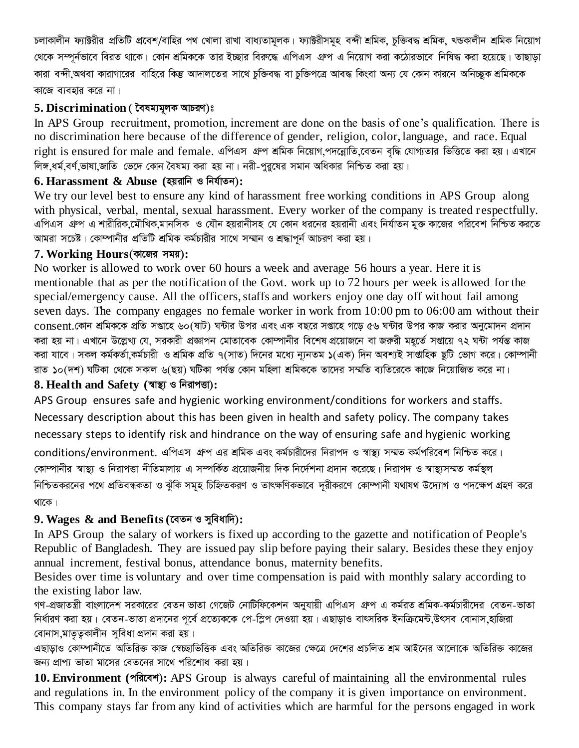চলাকালীন ফ্যাক্টরীর প্রতিটি প্রবেশ/বাহির পথ খোলা রাখা বাধ্যতামূলক। ফ্যাক্টরীসমূহ বন্দী শ্রমিক, চুক্তিবদ্ধ শ্রমিক, খন্ডকালীন শ্রমিক নিয়োগ থেকে সম্পূর্নভাবে বিরত থাকে। কোন শ্রমিককে তার ইচ্ছার বিরুদ্ধে এপিএস গ্রুপ এ নিয়োগ করা কঠোরভাবে নিষিদ্ধ করা হয়েছে। তাছাড়া কারা বন্দী,অথবা কারাগারের বাহিরে কিন্তু আদালতের সাথে চুক্তিবদ্ধ বা চুক্তিপত্রে আবদ্ধ কিংবা অন্য যে কোন কারনে অনিচ্ছুক শ্রমিককে কাজে ব্যবহার করে না।

### 5. Discrimination ( বৈষম্যমূলক আচরণ)ঃ

In APS Group recruitment, promotion, increment are done on the basis of one's qualification. There is no discrimination here because of the difference of gender, religion, color, language, and race. Equal right is ensured for male and female. এপিএস গ্রুপ শ্রমিক নিয়োগ,পদন্নোতি,বেতন বৃদ্ধি যোগ্যতার ভিত্তিতে করা হয়। এখানে লিঙ্গ,ধর্ম,বর্ণ,ভাষা,জাতি ভেদে কোন বৈষম্য করা হয় না। নরী-পুরুষের সমান অধিকার নিশ্চিত করা হয়।

### 6. Harassment & Abuse (হয়রানি ও নির্যাতন):

We try our level best to ensure any kind of harassment free working conditions in APS Group along with physical, verbal, mental, sexual harassment. Every worker of the company is treated respectfully. এপিএস গ্রুপ এ শারীরিক,মৌখিক,মানসিক ও যৌন হয়রানীসহ যে কোন ধরনের হয়রানী এবং নির্যাতন মুক্ত কাজের পরিবেশ নিশ্চিত করতে আমরা সচেষ্ট। কোম্পানীর প্রতিটি শ্রমিক কর্মচারীর সাথে সম্মান ও শ্রদ্ধাপূর্ন আচরণ করা হয়।

### 7. Working Hours(কাজের সময়):

No worker is allowed to work over 60 hours a week and average 56 hours a year. Here it is mentionable that as per the notification of the Govt. work up to 72 hours per week is allowed for the special/emergency cause. All the officers, staffs and workers enjoy one day off without fail among seven days. The company engages no female worker in work from 10:00 pm to 06:00 am without their consent.কোন শ্রমিককে প্রতি সপ্তাহে ৬০(ষাট) ঘন্টার উপর এবং এক বছরে সপ্তাহে গড়ে ৫৬ ঘন্টার উপর কাজ করার অনুমোদন প্রদান করা হয় না। এখানে উল্লেখ্য যে, সরকারী প্রজ্ঞাপন মোতাবেক কোম্পানীর বিশেষ প্রয়োজনে বা জরুরী মহূর্তে সপ্তায়ে ৭২ ঘন্টা পর্যন্ত কাজ করা যাবে। সকল কর্মকর্তা,কর্মচারী ও শ্রমিক প্রতি ৭(সাত) দিনের মধ্যে ন্যূনতম ১(এক) দিন অবশ্যই সাপ্তাহিক ছুটি ভোগ করে। কোম্পানী রাত ১০(দশ) ঘটিকা থেকে সকাল ৬(ছয়) ঘটিকা পর্যন্ত কোন মহিলা শ্রমিককে তাদের সম্মতি ব্যতিরেকে কাজে নিয়োজিত করে না।

### 8. Health and Safety (স্বাস্থ্য ও নিরাপত্তা):

APS Group ensures safe and hygienic working environment/conditions for workers and staffs. Necessary description about this has been given in health and safety policy. The company takes necessary steps to identify risk and hindrance on the way of ensuring safe and hygienic working conditions/environment. এপিএস গ্রুপ এর শ্রমিক এবং কর্মচারীদের নিরাপদ ও স্বাস্থ্য সম্মত কর্মপরিবেশ নিশ্চিত করে। কোম্পানীর স্বাস্থ্য ও নিরাপত্তা নীতিমালায় এ সম্পর্কিত প্রয়োজনীয় দিক নির্দেশনা প্রদান করেছে। নিরাপদ ও স্বাস্থ্যসম্মত কর্মস্থল নিশ্চিতকরনের পথে প্রতিবন্ধকতা ও ঝুঁকি সমূহ চিহ্নিতকরণ ও তাৎক্ষণিকভাবে দূরীকরণে কোম্পানী যথাযথ উদ্যোগ ও পদক্ষেপ গ্রহণ করে থাকে।

### 9. Wages & and Benefits (বেতন ও সুবিধাদি):

In APS Group the salary of workers is fixed up according to the gazette and notification of People's Republic of Bangladesh. They are issued pay slip before paying their salary. Besides these they enjoy annual increment, festival bonus, attendance bonus, maternity benefits.

Besides over time is voluntary and over time compensation is paid with monthly salary according to the existing labor law.

গণ-প্রজাতন্ত্রী বাংলাদেশ সরকারের বেতন ভাতা গেজেট নোটিফিকেশন অনুযায়ী এপিএস গ্রুপ এ কর্মরত শ্রমিক-কর্মচারীদের বেতন-ভাতা নির্ধারণ করা হয়। বেতন-ভাতা প্রদানের পূর্বে প্রত্যেককে পে-স্লিপ দেওয়া হয়। এছাড়াও বাৎসরিক ইনক্রিমেন্ট,উৎসব বোনাস,হাজিরা বোনাস,মাতৃত্বকালীন সুবিধা প্রদান করা হয়।

এছাড়াও কোম্পানীতে অতিরিক্ত কাজ স্বেচ্ছাভিত্তিক এবং অতিরিক্ত কাজের ক্ষেত্রে দেশের প্রচলিত শ্রম আইনের আলোকে অতিরিক্ত কাজের জন্য প্রাপ্য ভাতা মাসের বেতনের সাথে পরিশোধ করা হয়।

**10. Environment (পরিবেশ):** APS Group is always careful of maintaining all the environmental rules and regulations in. In the environment policy of the company it is given importance on environment. This company stays far from any kind of activities which are harmful for the persons engaged in work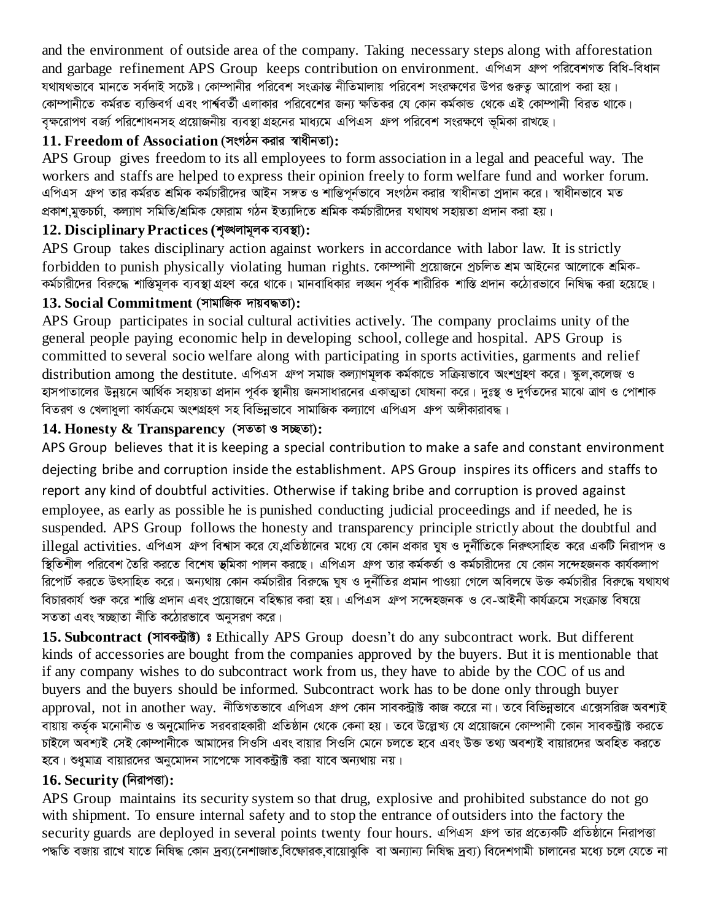and the environment of outside area of the company. Taking necessary steps along with afforestation and garbage refinement APS Group keeps contribution on environment. এপিএস গ্রুপ পরিবেশগত বিধি-বিধান যথাযথভাবে মানতে সর্বদাই সচেষ্ট। কোম্পানীর পরিবেশ সংক্রান্ত নীতিমালায় পরিবেশ সংরক্ষণের উপর গুরুত্ব আরোপ করা হয়। কোম্পানীতে কর্মরত ব্যক্তিবর্গ এবং পার্শ্ববর্তী এলাকার পরিবেশের জন্য ক্ষতিকর যে কোন কর্মকান্ড থেকে এই কোম্পানী বিরত থাকে। বৃক্ষরোপণ বর্জ্য পরিশোধনসহ প্রয়োজনীয় ব্যবস্থা গ্রহনের মাধ্যমে এপিএস গ্রুপ পরিবেশ সংরক্ষণে ভূমিকা রাখছে।

### 11. Freedom of Association (সংগঠন করার স্বাধীনতা):

APS Group gives freedom to its all employees to form association in a legal and peaceful way. The workers and staffs are helped to express their opinion freely to form welfare fund and worker forum. এপিএস গ্রুপ তার কর্মরত শ্রমিক কর্মচারীদের আইন সঙ্গত ও শান্তিপূর্নভাবে সংগঠন করার স্বাধীনতা প্রদান করে। স্বাধীনভাবে মত প্রকাশ,মুক্তচর্চা, কল্যাণ সমিতি/শ্রমিক ফোরাম গঠন ইত্যাদিতে শ্রমিক কর্মচারীদের যথাযথ সহায়তা প্রদান করা হয়।

### 12. Disciplinary Practices (শৃঙ্খলামূলক ব্যবস্থা):

APS Group takes disciplinary action against workers in accordance with labor law. It is strictly forbidden to punish physically violating human rights. কোম্পানী প্রয়োজনে প্রচলিত শ্রম আইনের আলোকে শ্রমিক-কর্মচারীদের বিরুদ্ধে শাস্তিমূলক ব্যবস্থা গ্রহণ করে থাকে। মানবাধিকার লঙ্ঘন পূর্বক শারীরিক শাস্তি প্রদান কঠোরভাবে নিষিদ্ধ করা হয়েছে।

### 13. Social Commitment (সামাজিক দায়বদ্ধতা):

APS Group participates in social cultural activities actively. The company proclaims unity of the general people paying economic help in developing school, college and hospital. APS Group is committed to several socio welfare along with participating in sports activities, garments and relief distribution among the destitute. এপিএস গ্রুপ সমাজ কল্যাণমূলক কর্মকান্ডে সক্রিয়ভাবে অংশগ্রহণ করে। স্কুল,কলেজ ও হাসপাতালের উন্নয়নে আর্থিক সহায়তা প্রদান পূর্বক স্থানীয় জনসাধারনের একাত্মতা ঘোষনা করে। দুঃস্থ ও দুর্গতদের মাঝে ত্রাণ ও পোশাক বিতরণ ও খেলাধুলা কার্যক্রমে অংশগ্রহণ সহ বিভিন্নভাবে সামাজিক কল্যাণে এপিএস গ্রুপ অঙ্গীকারাবদ্ধ।

### 14. Honesty & Transparency (সততা ও সচ্ছতা):

APS Group believes that it is keeping a special contribution to make a safe and constant environment dejecting bribe and corruption inside the establishment. APS Group inspires its officers and staffs to report any kind of doubtful activities. Otherwise if taking bribe and corruption is proved against employee, as early as possible he is punished conducting judicial proceedings and if needed, he is suspended. APS Group follows the honesty and transparency principle strictly about the doubtful and illegal activities. এপিএস গ্রুপ বিশ্বাস করে যে,প্রতিষ্ঠানের মধ্যে যে কোন প্রকার ঘুষ ও দুর্নীতিকে নিরুৎসাহিত করে একটি নিরাপদ ও স্থিতিশীল পরিবেশ তৈরি করতে বিশেষ ভূমিকা পালন করছে। এপিএস গ্রুপ তার কর্মকর্তা ও কর্মচারীদের যে কোন সন্দেহজনক কার্যকলাপ রিপোর্ট করতে উৎসাহিত করে। অন্যথায় কোন কর্মচারীর বিরুদ্ধে ঘুষ ও দুর্নীতির প্রমান পাওয়া গেলে অবিলম্বে উক্ত কর্মচারীর বিরুদ্ধে যথাযথ বিচারকার্য শুরু করে শাস্তি প্রদান এবং প্রয়োজনে বহিষ্কার করা হয়। এপিএস গ্রুপ সন্দেহজনক ও বে-আইনী কার্যক্রমে সংক্রান্ত বিষয়ে সততা এবং স্বচ্ছাতা নীতি কঠোরভাবে অনুসরণ করে।

**15. Subcontract (সাবকন্ট্রাক্ট) ঃ** Ethically APS Group doesn't do any subcontract work. But different kinds of accessories are bought from the companies approved by the buyers. But it is mentionable that if any company wishes to do subcontract work from us, they have to abide by the COC of us and buyers and the buyers should be informed. Subcontract work has to be done only through buyer approval, not in another way. নীতিগতভাবে এপিএস গ্রুপ কোন সাবকন্ট্রাক্ট কাজ করে না। তবে বিভিন্নভাবে এক্সেসরিজ অবশ্যই বায়ায় কর্তৃক মনোনীত ও অনুমোদিত সরবরাহকারী প্রতিষ্ঠান থেকে কেনা হয়। তবে উল্লেখ্য যে প্রয়োজনে কোম্পানী কোন সাবকন্ট্রাক্ট করতে চাইলে অবশ্যই সেই কোম্পানীকে আমাদের সিওসি এবং বায়ার সিওসি মেনে চলতে হবে এবং উক্ত তথ্য অবশ্যই বায়ারদের অবহিত করতে হবে। শুধুমাত্র বায়ারদের অনুমোদন সাপেক্ষে সাবকন্ট্রাক্ট করা যাবে অন্যথায় নয়।

### 16. Security (নিরাপত্তা):

APS Group maintains its security system so that drug, explosive and prohibited substance do not go with shipment. To ensure internal safety and to stop the entrance of outsiders into the factory the security guards are deployed in several points twenty four hours. এপিএস গ্রুপ তার প্রত্যেকটি প্রতিষ্ঠানে নিরাপত্তা পদ্ধতি বজায় রাখে যাতে নিষিদ্ধ কোন দ্রব্য(নেশাজাত,বিস্ফোরক,বায়োঝুকি বা অন্যান্য নিষিদ্ধ দ্রব্য) বিদেশগামী চালানের মধ্যে চলে যেতে না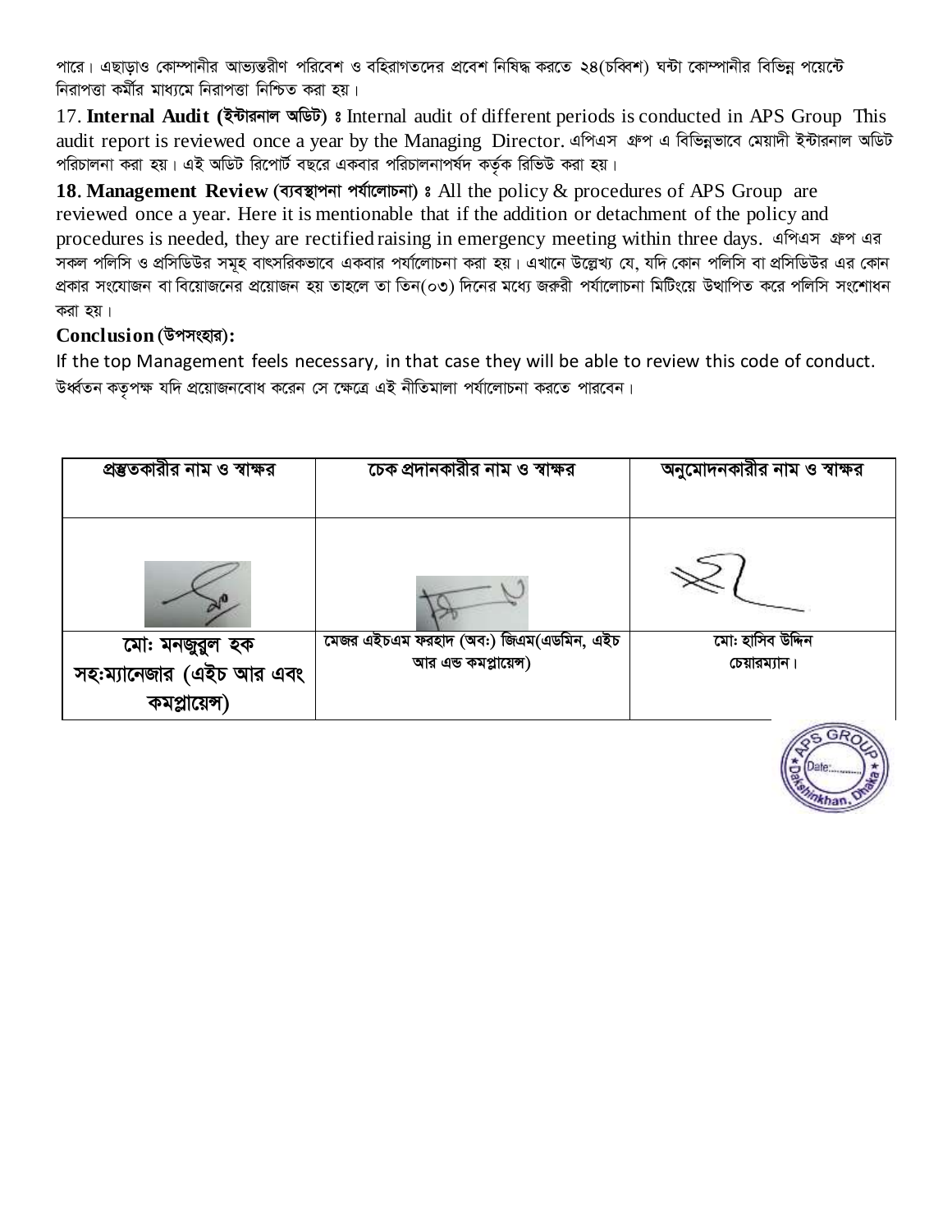পারে। এছাড়াও কোম্পানীর আভ্যন্তরীণ পরিবেশ ও বহিরাগতদের প্রবেশ নিষিদ্ধ করতে ২৪(চব্বিশ) ঘন্টা কোম্পানীর বিভিন্ন পয়েন্টে নিরাপত্তা কর্মীর মাধ্যমে নিরাপত্তা নিশ্চিত করা হয়।

17. **Internal Audit (ইন্টারনাল অডিট) ঃ** Internal audit of different periods is conducted in APS Group This audit report is reviewed once a year by the Managing Director. এপিএস গ্রুপ এ বিভিন্নভাবে মেয়াদী ইন্টারনাল অডিট পরিচালনা করা হয়। এই অডিট রিপোর্ট বছরে একবার পরিচালনাপর্ষদ কর্তৃক রিভিউ করা হয়।

**18. Management Review (ব্যবস্থাপনা পর্যালোচনা) ঃ** All the policy & procedures of APS Group are reviewed once a year. Here it is mentionable that if the addition or detachment of the policy and procedures is needed, they are rectified raising in emergency meeting within three days. এপিএস গ্রুপ এর সকল পলিসি ও প্রসিডিউর সমূহ বাৎসরিকভাবে একবার পর্যালোচনা করা হয়। এখানে উল্লেখ্য যে, যদি কোন পলিসি বা প্রসিডিউর এর কোন প্রকার সংযোজন বা বিয়োজনের প্রয়োজন হয় তাহলে তা তিন(০৩) দিনের মধ্যে জরুরী পর্যালোচনা মিটিংয়ে উত্থাপিত করে পলিসি সংশোধন করা হয়।

**Conclusion (উপসংহার):**

If the top Management feels necessary, in that case they will be able to review this code of conduct. উর্ধ্বতন কতৃপক্ষ যদি প্রয়োজনবোধ করেন সে ক্ষেত্রে এই নীতিমালা পর্যালোচনা করতে পারবেন।

| প্রস্তুতকারীর নাম ও স্বাক্ষর | চেক প্রদানকারীর নাম ও স্বাক্ষর | অনুমোদনকারীর নাম ও স্বাক্ষর |
|---|---|---|
| | | |
| মোঃ মনজুরুল হক সহঃম্যানেজার (এইচ আর এবং কমপ্লায়েন্স) | মেজর এইচএম ফরহাদ (অবঃ) জিএম(এডমিন, এইচ আর এন্ড কমপ্লায়েন্স) | মোঃ হাসিব উদ্দিন চেয়ারম্যান। |

APS GROUP Date:...... Dakshinkhan, Dhaka